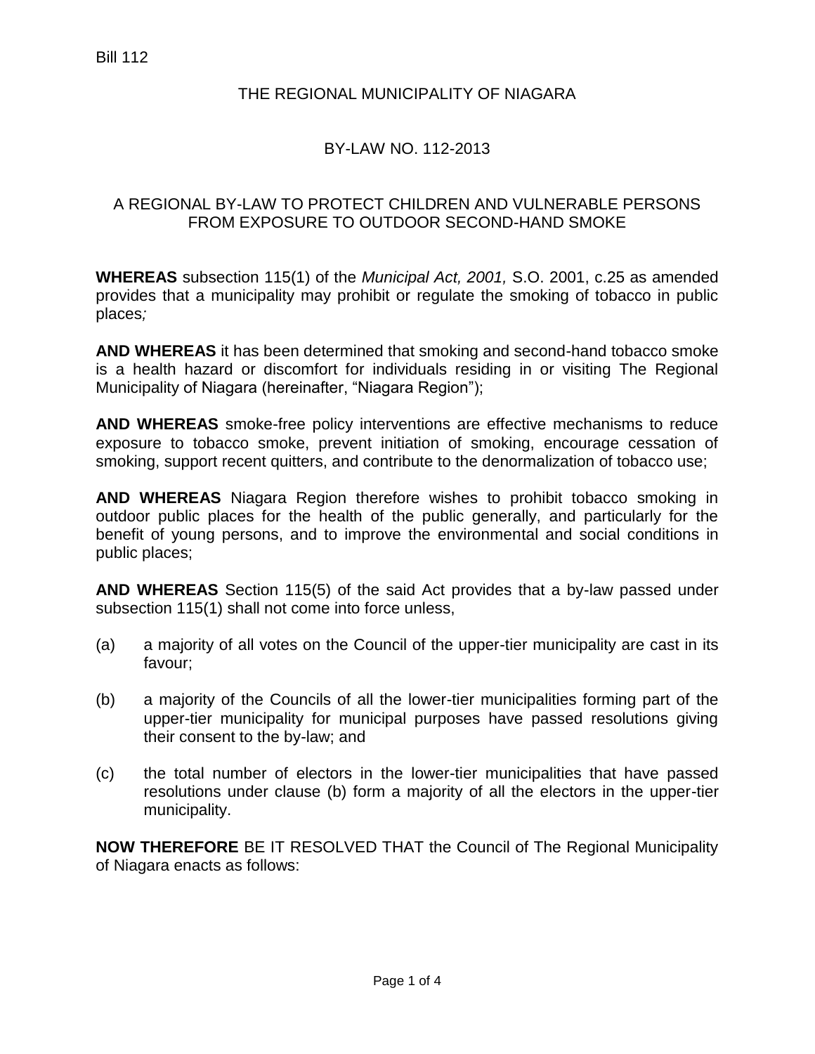Bill 112

# THE REGIONAL MUNICIPALITY OF NIAGARA

## BY-LAW NO. 112-2013

## A REGIONAL BY-LAW TO PROTECT CHILDREN AND VULNERABLE PERSONS FROM EXPOSURE TO OUTDOOR SECOND-HAND SMOKE

**WHEREAS** subsection 115(1) of the *Municipal Act, 2001,* S.O. 2001, c.25 as amended provides that a municipality may prohibit or regulate the smoking of tobacco in public places*;*

**AND WHEREAS** it has been determined that smoking and second-hand tobacco smoke is a health hazard or discomfort for individuals residing in or visiting The Regional Municipality of Niagara (hereinafter, "Niagara Region");

**AND WHEREAS** smoke-free policy interventions are effective mechanisms to reduce exposure to tobacco smoke, prevent initiation of smoking, encourage cessation of smoking, support recent quitters, and contribute to the denormalization of tobacco use;

**AND WHEREAS** Niagara Region therefore wishes to prohibit tobacco smoking in outdoor public places for the health of the public generally, and particularly for the benefit of young persons, and to improve the environmental and social conditions in public places;

**AND WHEREAS** Section 115(5) of the said Act provides that a by-law passed under subsection 115(1) shall not come into force unless,

(a) a majority of all votes on the Council of the upper-tier municipality are cast in its favour;

(b) a majority of the Councils of all the lower-tier municipalities forming part of the upper-tier municipality for municipal purposes have passed resolutions giving their consent to the by-law; and

(c) the total number of electors in the lower-tier municipalities that have passed resolutions under clause (b) form a majority of all the electors in the upper-tier municipality.

**NOW THEREFORE** BE IT RESOLVED THAT the Council of The Regional Municipality of Niagara enacts as follows: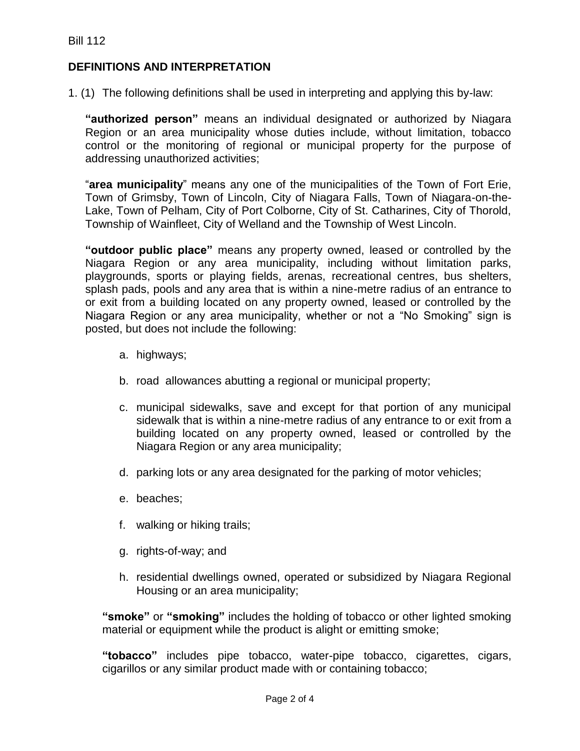## DEFINITIONS AND INTERPRETATION

1. (1) The following definitions shall be used in interpreting and applying this by-law:

**"authorized person"** means an individual designated or authorized by Niagara Region or an area municipality whose duties include, without limitation, tobacco control or the monitoring of regional or municipal property for the purpose of addressing unauthorized activities;

"**area municipality**" means any one of the municipalities of the Town of Fort Erie, Town of Grimsby, Town of Lincoln, City of Niagara Falls, Town of Niagara-on-the-Lake, Town of Pelham, City of Port Colborne, City of St. Catharines, City of Thorold, Township of Wainfleet, City of Welland and the Township of West Lincoln.

**"outdoor public place"** means any property owned, leased or controlled by the Niagara Region or any area municipality, including without limitation parks, playgrounds, sports or playing fields, arenas, recreational centres, bus shelters, splash pads, pools and any area that is within a nine-metre radius of an entrance to or exit from a building located on any property owned, leased or controlled by the Niagara Region or any area municipality, whether or not a "No Smoking" sign is posted, but does not include the following:

a. highways;

b. road allowances abutting a regional or municipal property;

c. municipal sidewalks, save and except for that portion of any municipal sidewalk that is within a nine-metre radius of any entrance to or exit from a building located on any property owned, leased or controlled by the Niagara Region or any area municipality;

d. parking lots or any area designated for the parking of motor vehicles;

e. beaches;

f. walking or hiking trails;

g. rights-of-way; and

h. residential dwellings owned, operated or subsidized by Niagara Regional Housing or an area municipality;

**"smoke"** or **"smoking"** includes the holding of tobacco or other lighted smoking material or equipment while the product is alight or emitting smoke;

**"tobacco"** includes pipe tobacco, water-pipe tobacco, cigarettes, cigars, cigarillos or any similar product made with or containing tobacco;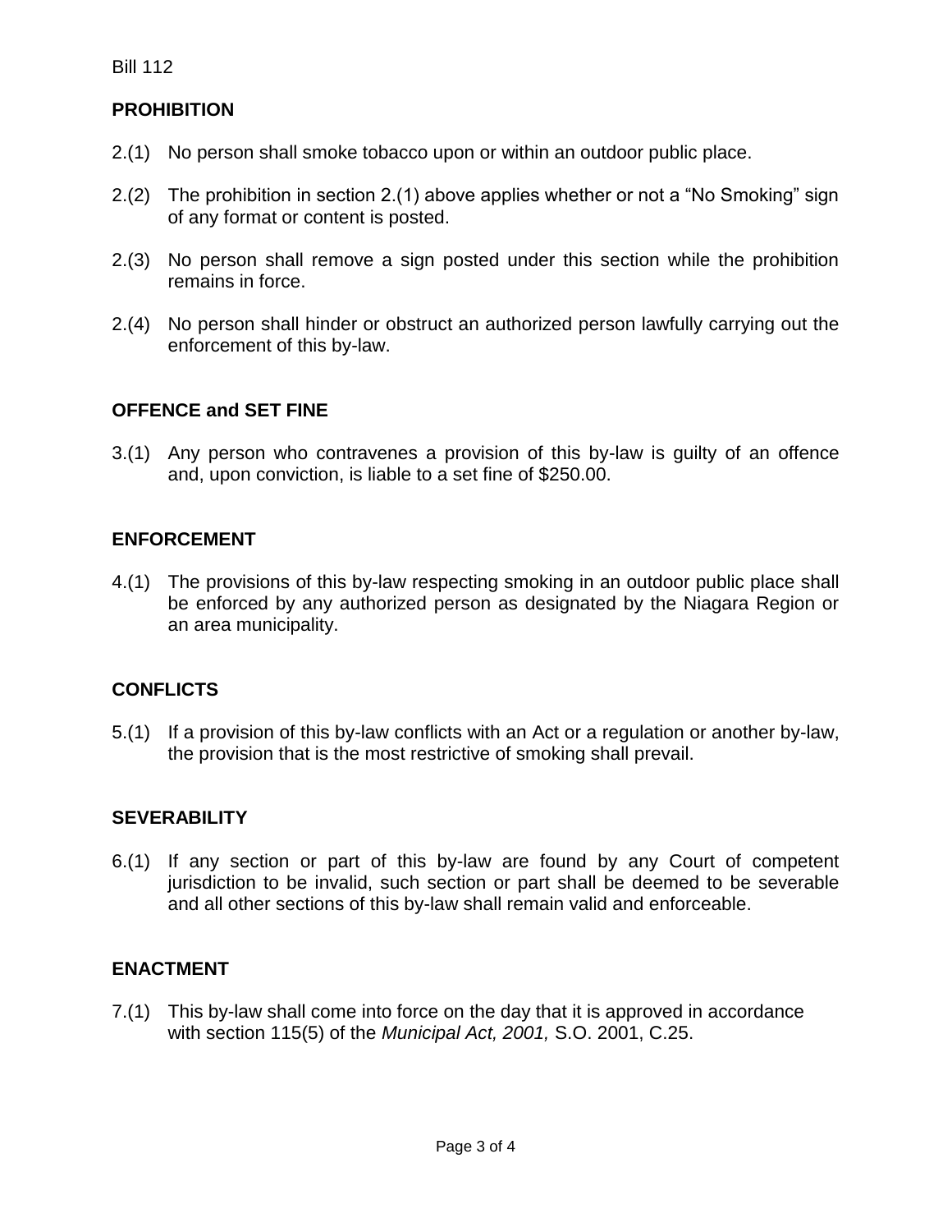Bill 112

## PROHIBITION

2.(1) No person shall smoke tobacco upon or within an outdoor public place.

2.(2) The prohibition in section 2.(1) above applies whether or not a “No Smoking” sign of any format or content is posted.

2.(3) No person shall remove a sign posted under this section while the prohibition remains in force.

2.(4) No person shall hinder or obstruct an authorized person lawfully carrying out the enforcement of this by-law.

## OFFENCE and SET FINE

3.(1) Any person who contravenes a provision of this by-law is guilty of an offence and, upon conviction, is liable to a set fine of $250.00.

## ENFORCEMENT

4.(1) The provisions of this by-law respecting smoking in an outdoor public place shall be enforced by any authorized person as designated by the Niagara Region or an area municipality.

## CONFLICTS

5.(1) If a provision of this by-law conflicts with an Act or a regulation or another by-law, the provision that is the most restrictive of smoking shall prevail.

## SEVERABILITY

6.(1) If any section or part of this by-law are found by any Court of competent jurisdiction to be invalid, such section or part shall be deemed to be severable and all other sections of this by-law shall remain valid and enforceable.

## ENACTMENT

7.(1) This by-law shall come into force on the day that it is approved in accordance with section 115(5) of the *Municipal Act, 2001,* S.O. 2001, C.25.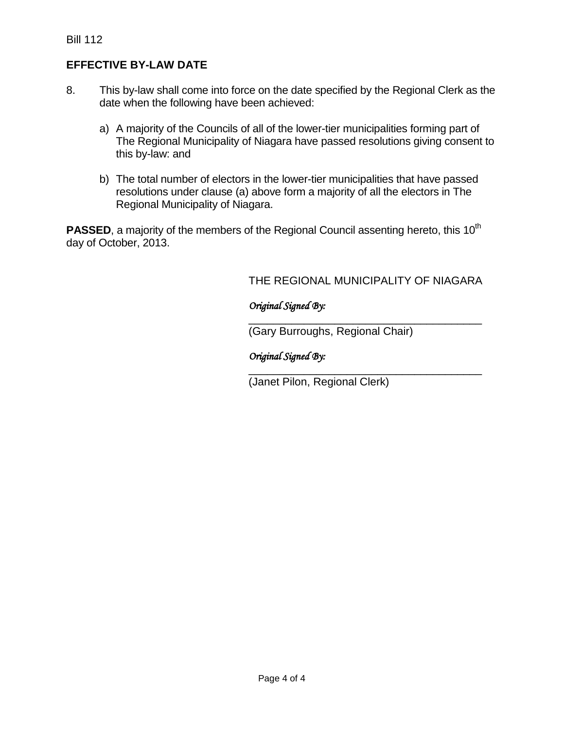Bill 112

**EFFECTIVE BY-LAW DATE**

8. This by-law shall come into force on the date specified by the Regional Clerk as the date when the following have been achieved:

   a) A majority of the Councils of all of the lower-tier municipalities forming part of The Regional Municipality of Niagara have passed resolutions giving consent to this by-law: and

   b) The total number of electors in the lower-tier municipalities that have passed resolutions under clause (a) above form a majority of all the electors in The Regional Municipality of Niagara.

**PASSED**, a majority of the members of the Regional Council assenting hereto, this 10th day of October, 2013.

THE REGIONAL MUNICIPALITY OF NIAGARA

*Original Signed By:*

_______________________________________

(Gary Burroughs, Regional Chair)

*Original Signed By:*

_______________________________________

(Janet Pilon, Regional Clerk)